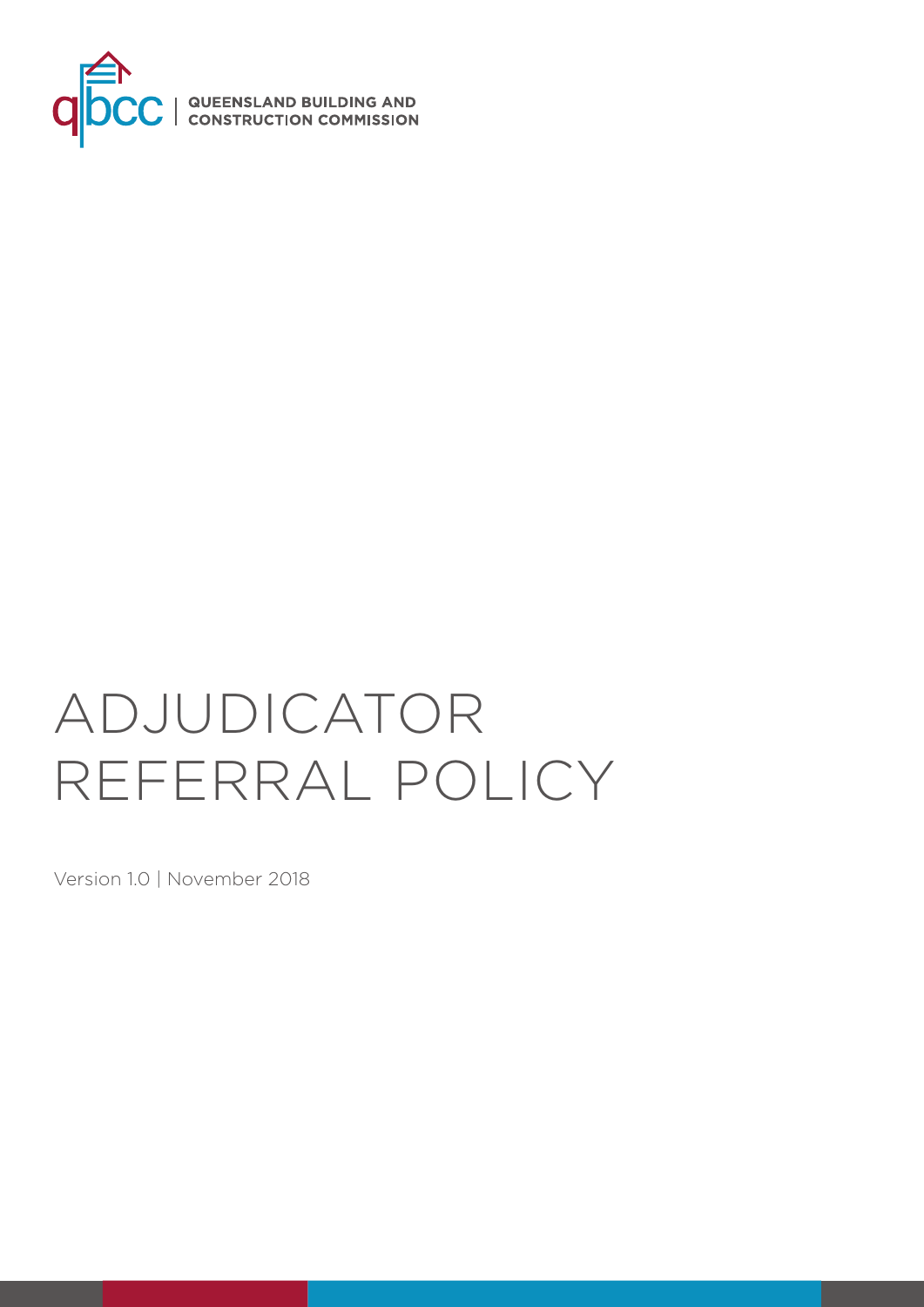QUEENSLAND BUILDING AND CONSTRUCTION COMMISSION

# ADJUDICATOR REFERRAL POLICY

Version 1.0 | November 2018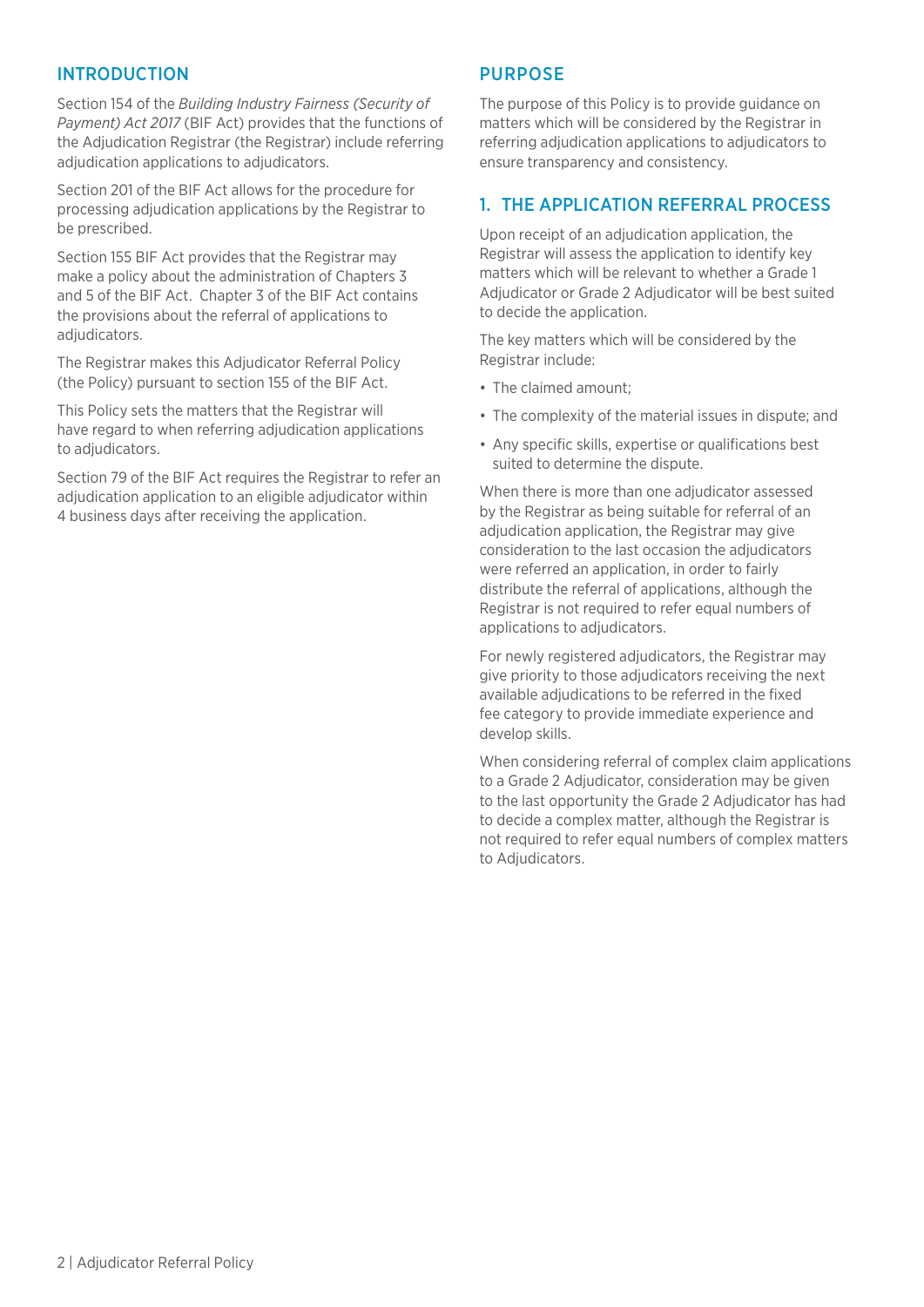## INTRODUCTION

Section 154 of the *Building Industry Fairness (Security of Payment) Act 2017* (BIF Act) provides that the functions of the Adjudication Registrar (the Registrar) include referring adjudication applications to adjudicators.

Section 201 of the BIF Act allows for the procedure for processing adjudication applications by the Registrar to be prescribed.

Section 155 BIF Act provides that the Registrar may make a policy about the administration of Chapters 3 and 5 of the BIF Act. Chapter 3 of the BIF Act contains the provisions about the referral of applications to adjudicators.

The Registrar makes this Adjudicator Referral Policy (the Policy) pursuant to section 155 of the BIF Act.

This Policy sets the matters that the Registrar will have regard to when referring adjudication applications to adjudicators.

Section 79 of the BIF Act requires the Registrar to refer an adjudication application to an eligible adjudicator within 4 business days after receiving the application.

## PURPOSE

The purpose of this Policy is to provide guidance on matters which will be considered by the Registrar in referring adjudication applications to adjudicators to ensure transparency and consistency.

## 1. THE APPLICATION REFERRAL PROCESS

Upon receipt of an adjudication application, the Registrar will assess the application to identify key matters which will be relevant to whether a Grade 1 Adjudicator or Grade 2 Adjudicator will be best suited to decide the application.

The key matters which will be considered by the Registrar include:

- The claimed amount;
- The complexity of the material issues in dispute; and
- Any specific skills, expertise or qualifications best suited to determine the dispute.

When there is more than one adjudicator assessed by the Registrar as being suitable for referral of an adjudication application, the Registrar may give consideration to the last occasion the adjudicators were referred an application, in order to fairly distribute the referral of applications, although the Registrar is not required to refer equal numbers of applications to adjudicators.

For newly registered adjudicators, the Registrar may give priority to those adjudicators receiving the next available adjudications to be referred in the fixed fee category to provide immediate experience and develop skills.

When considering referral of complex claim applications to a Grade 2 Adjudicator, consideration may be given to the last opportunity the Grade 2 Adjudicator has had to decide a complex matter, although the Registrar is not required to refer equal numbers of complex matters to Adjudicators.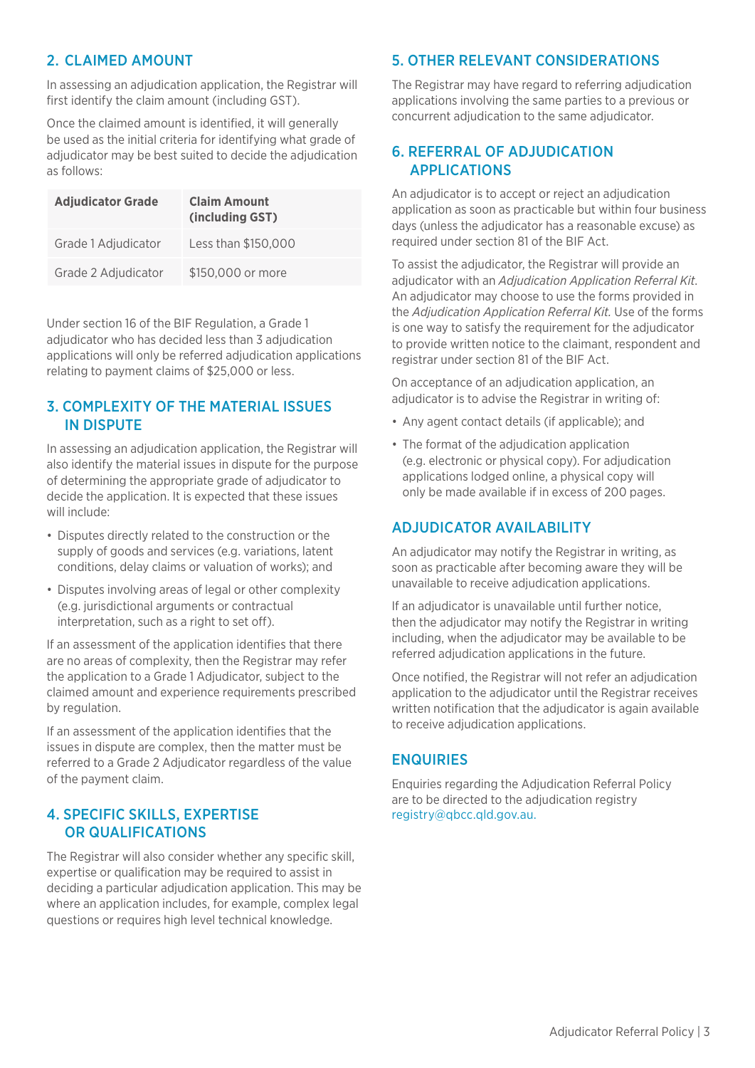## 2. CLAIMED AMOUNT

In assessing an adjudication application, the Registrar will first identify the claim amount (including GST).

Once the claimed amount is identified, it will generally be used as the initial criteria for identifying what grade of adjudicator may be best suited to decide the adjudication as follows:

| Adjudicator Grade | Claim Amount (including GST) |
| --- | --- |
| Grade 1 Adjudicator | Less than $150,000 |
| Grade 2 Adjudicator | $150,000 or more |

Under section 16 of the BIF Regulation, a Grade 1 adjudicator who has decided less than 3 adjudication applications will only be referred adjudication applications relating to payment claims of $25,000 or less.

## 3. COMPLEXITY OF THE MATERIAL ISSUES IN DISPUTE

In assessing an adjudication application, the Registrar will also identify the material issues in dispute for the purpose of determining the appropriate grade of adjudicator to decide the application. It is expected that these issues will include:

- Disputes directly related to the construction or the supply of goods and services (e.g. variations, latent conditions, delay claims or valuation of works); and
- Disputes involving areas of legal or other complexity (e.g. jurisdictional arguments or contractual interpretation, such as a right to set off).

If an assessment of the application identifies that there are no areas of complexity, then the Registrar may refer the application to a Grade 1 Adjudicator, subject to the claimed amount and experience requirements prescribed by regulation.

If an assessment of the application identifies that the issues in dispute are complex, then the matter must be referred to a Grade 2 Adjudicator regardless of the value of the payment claim.

## 4. SPECIFIC SKILLS, EXPERTISE OR QUALIFICATIONS

The Registrar will also consider whether any specific skill, expertise or qualification may be required to assist in deciding a particular adjudication application. This may be where an application includes, for example, complex legal questions or requires high level technical knowledge.

## 5. OTHER RELEVANT CONSIDERATIONS

The Registrar may have regard to referring adjudication applications involving the same parties to a previous or concurrent adjudication to the same adjudicator.

## 6. REFERRAL OF ADJUDICATION APPLICATIONS

An adjudicator is to accept or reject an adjudication application as soon as practicable but within four business days (unless the adjudicator has a reasonable excuse) as required under section 81 of the BIF Act.

To assist the adjudicator, the Registrar will provide an adjudicator with an *Adjudication Application Referral Kit*. An adjudicator may choose to use the forms provided in the *Adjudication Application Referral Kit.* Use of the forms is one way to satisfy the requirement for the adjudicator to provide written notice to the claimant, respondent and registrar under section 81 of the BIF Act.

On acceptance of an adjudication application, an adjudicator is to advise the Registrar in writing of:

- Any agent contact details (if applicable); and
- The format of the adjudication application (e.g. electronic or physical copy). For adjudication applications lodged online, a physical copy will only be made available if in excess of 200 pages.

## ADJUDICATOR AVAILABILITY

An adjudicator may notify the Registrar in writing, as soon as practicable after becoming aware they will be unavailable to receive adjudication applications.

If an adjudicator is unavailable until further notice, then the adjudicator may notify the Registrar in writing including, when the adjudicator may be available to be referred adjudication applications in the future.

Once notified, the Registrar will not refer an adjudication application to the adjudicator until the Registrar receives written notification that the adjudicator is again available to receive adjudication applications.

## ENQUIRIES

Enquiries regarding the Adjudication Referral Policy are to be directed to the adjudication registry registry@qbcc.qld.gov.au.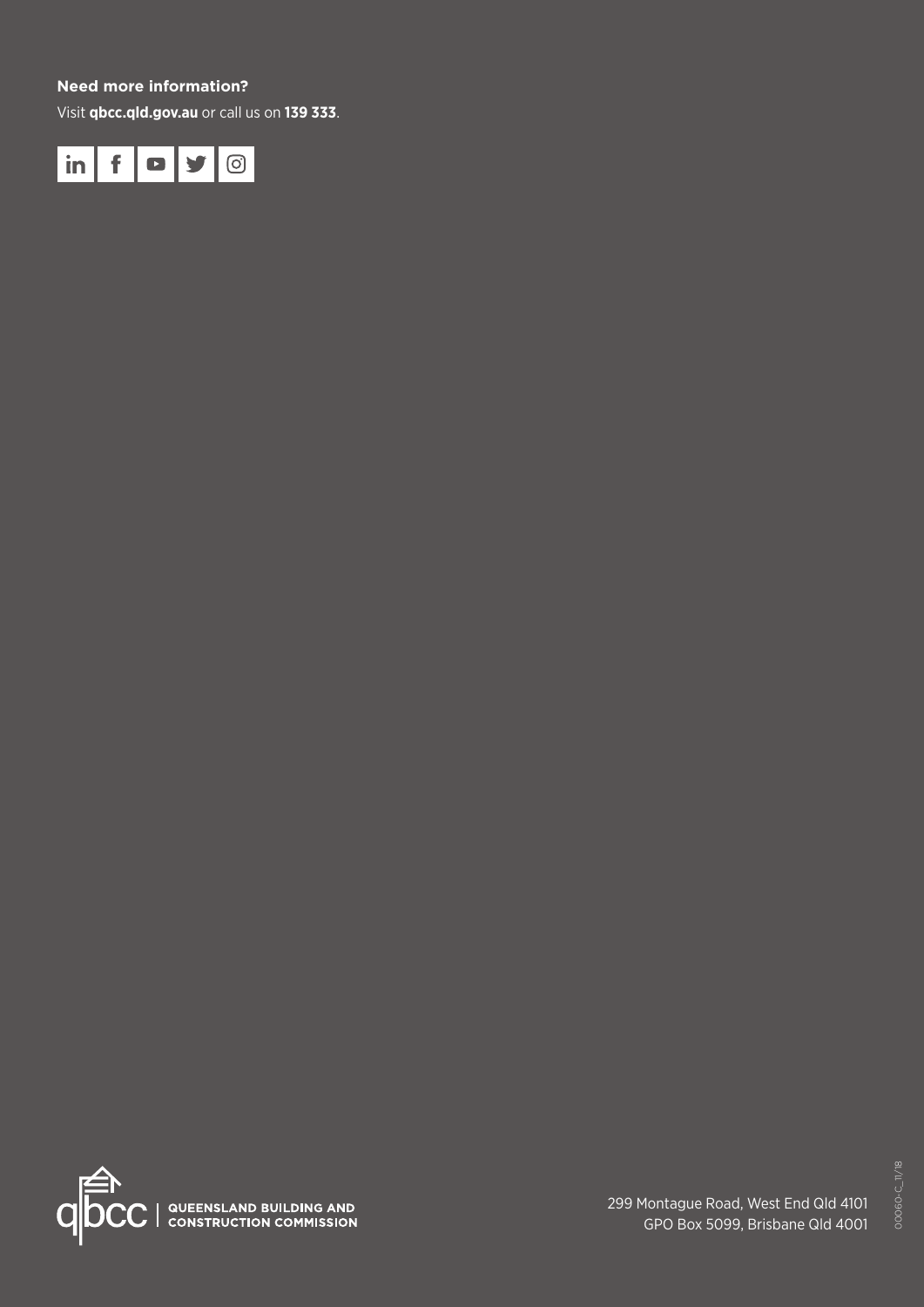**Need more information?**

Visit **qbcc.qld.gov.au** or call us on **139 333**.

QUEENSLAND BUILDING AND CONSTRUCTION COMMISSION

299 Montague Road, West End Qld 4101
GPO Box 5099, Brisbane Qld 4001

00060-C_11/18